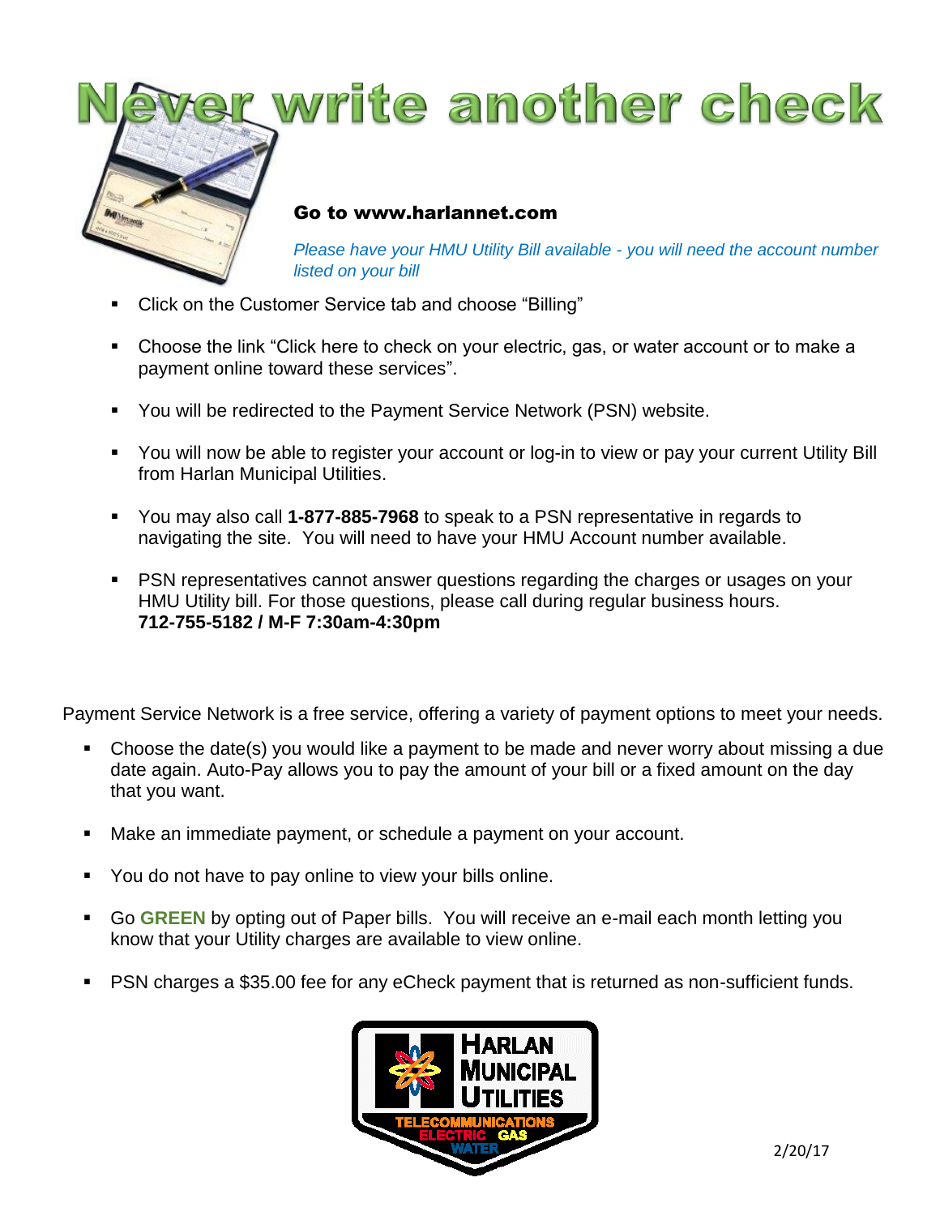# Never write another check

**Go to www.harlannet.com**

*Please have your HMU Utility Bill available - you will need the account number listed on your bill*

- Click on the Customer Service tab and choose "Billing"
- Choose the link "Click here to check on your electric, gas, or water account or to make a payment online toward these services".
- You will be redirected to the Payment Service Network (PSN) website.
- You will now be able to register your account or log-in to view or pay your current Utility Bill from Harlan Municipal Utilities.
- You may also call **1-877-885-7968** to speak to a PSN representative in regards to navigating the site. You will need to have your HMU Account number available.
- PSN representatives cannot answer questions regarding the charges or usages on your HMU Utility bill. For those questions, please call during regular business hours. **712-755-5182 / M-F 7:30am-4:30pm**

Payment Service Network is a free service, offering a variety of payment options to meet your needs.

- Choose the date(s) you would like a payment to be made and never worry about missing a due date again. Auto-Pay allows you to pay the amount of your bill or a fixed amount on the day that you want.
- Make an immediate payment, or schedule a payment on your account.
- You do not have to pay online to view your bills online.
- Go **GREEN** by opting out of Paper bills. You will receive an e-mail each month letting you know that your Utility charges are available to view online.
- PSN charges a $35.00 fee for any eCheck payment that is returned as non-sufficient funds.

HARLAN MUNICIPAL UTILITIES
TELECOMMUNICATIONS ELECTRIC GAS WATER

2/20/17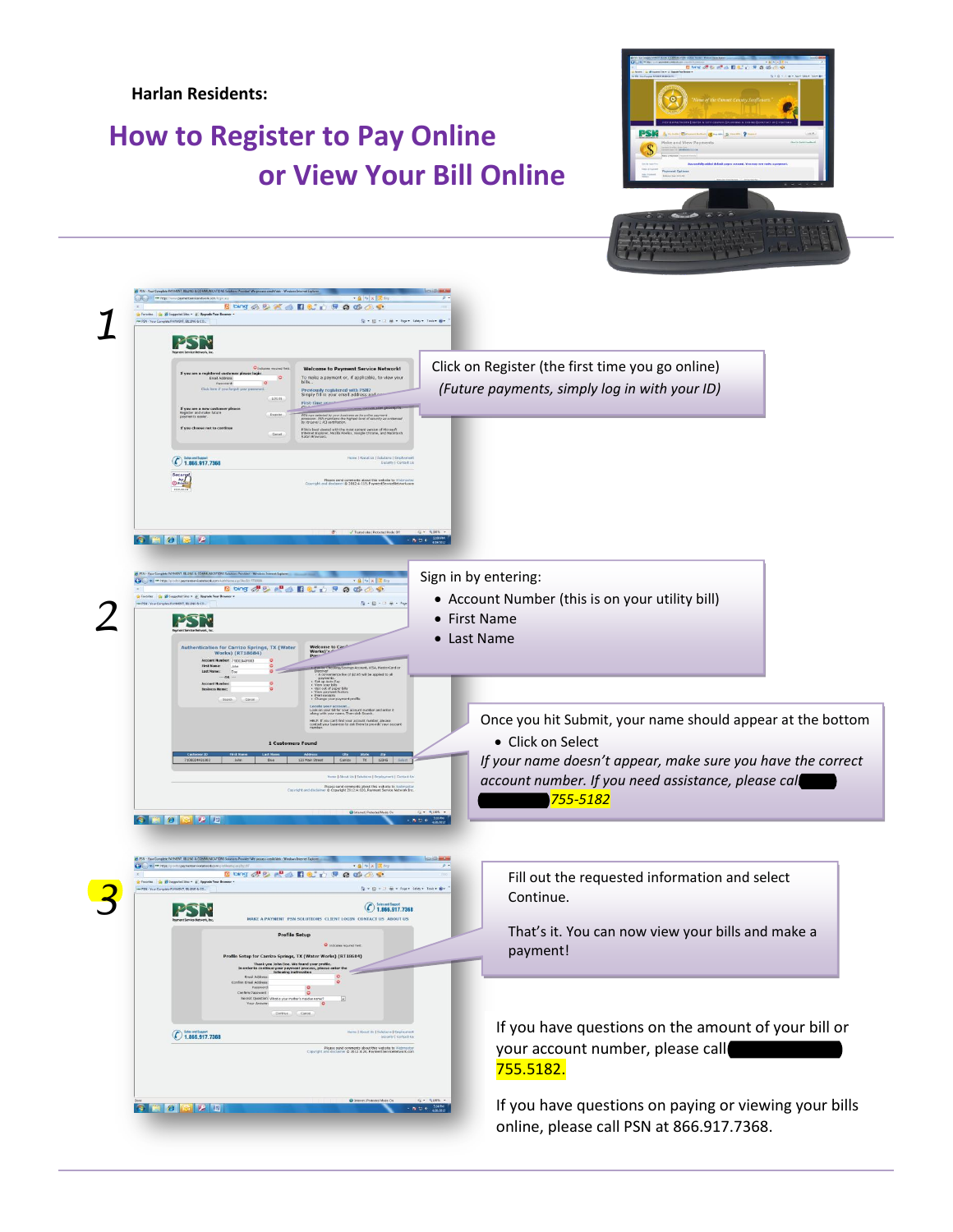**Harlan Residents:**

# How to Register to Pay Online or View Your Bill Online

1

Click on Register (the first time you go online)

*(Future payments, simply log in with your ID)*

2

Sign in by entering:

- Account Number (this is on your utility bill)
- First Name
- Last Name

Once you hit Submit, your name should appear at the bottom

- Click on Select

*If your name doesn't appear, make sure you have the correct account number. If you need assistance, please call 755-5182*

3

Fill out the requested information and select Continue.

That's it. You can now view your bills and make a payment!

If you have questions on the amount of your bill or your account number, please call 755.5182.

If you have questions on paying or viewing your bills online, please call PSN at 866.917.7368.